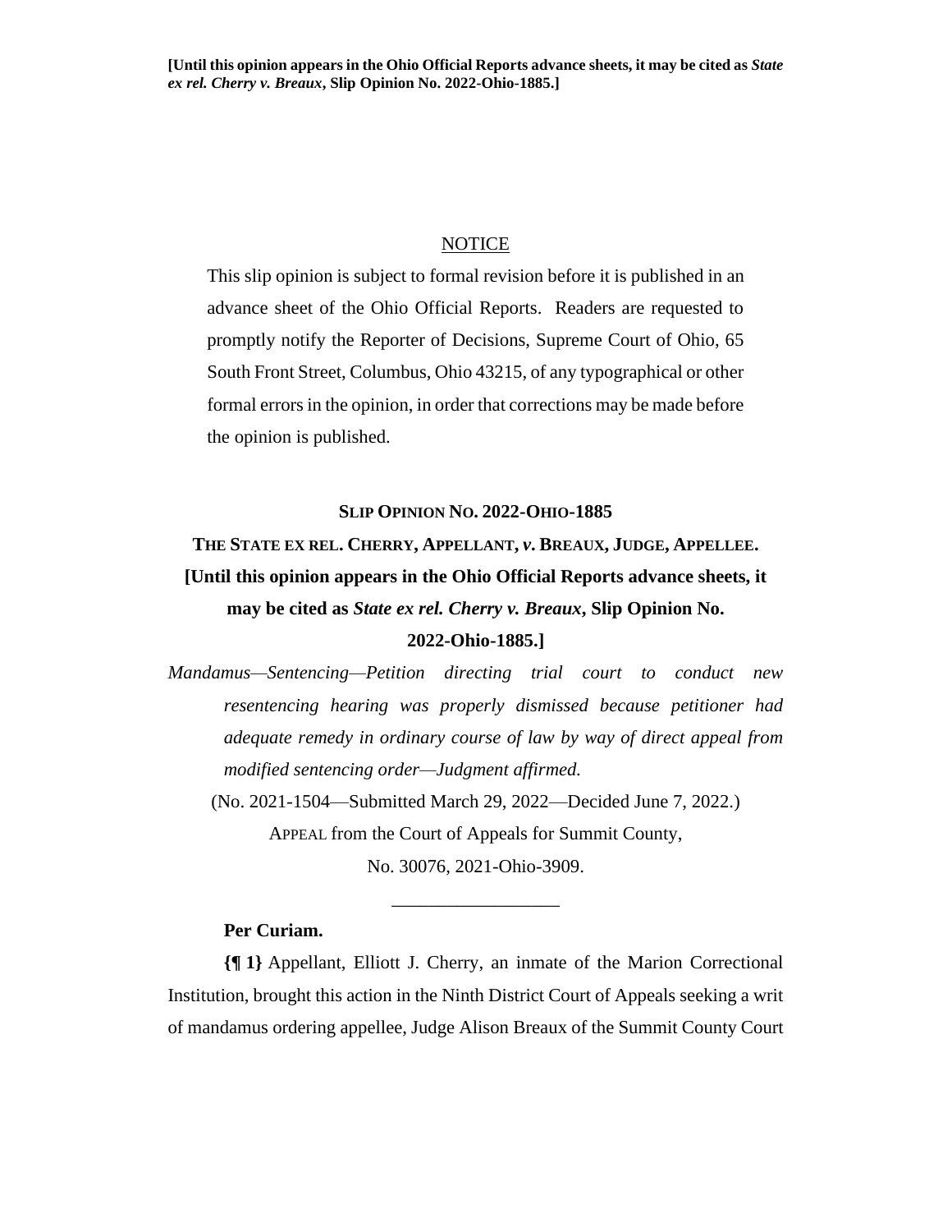**[Until this opinion appears in the Ohio Official Reports advance sheets, it may be cited as *State ex rel. Cherry v. Breaux*, Slip Opinion No. 2022-Ohio-1885.]**

NOTICE

This slip opinion is subject to formal revision before it is published in an advance sheet of the Ohio Official Reports. Readers are requested to promptly notify the Reporter of Decisions, Supreme Court of Ohio, 65 South Front Street, Columbus, Ohio 43215, of any typographical or other formal errors in the opinion, in order that corrections may be made before the opinion is published.

**SLIP OPINION NO. 2022-OHIO-1885**

**THE STATE EX REL. CHERRY, APPELLANT, *v.* BREAUX, JUDGE, APPELLEE.**

**[Until this opinion appears in the Ohio Official Reports advance sheets, it may be cited as *State ex rel. Cherry v. Breaux*, Slip Opinion No. 2022-Ohio-1885.]**

*Mandamus—Sentencing—Petition directing trial court to conduct new resentencing hearing was properly dismissed because petitioner had adequate remedy in ordinary course of law by way of direct appeal from modified sentencing order—Judgment affirmed.*

(No. 2021-1504—Submitted March 29, 2022—Decided June 7, 2022.)

APPEAL from the Court of Appeals for Summit County,

No. 30076, 2021-Ohio-3909.

---

**Per Curiam.**

**{¶ 1}** Appellant, Elliott J. Cherry, an inmate of the Marion Correctional Institution, brought this action in the Ninth District Court of Appeals seeking a writ of mandamus ordering appellee, Judge Alison Breaux of the Summit County Court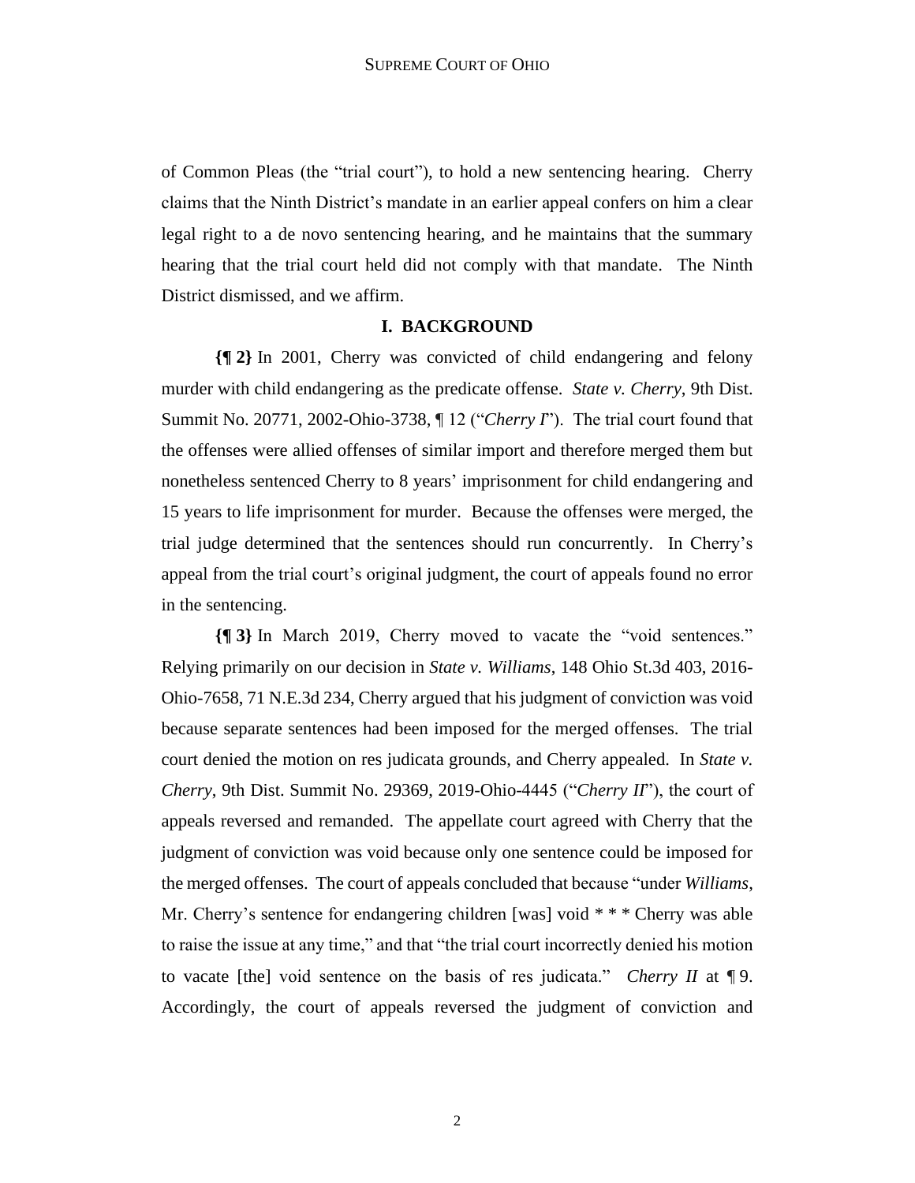of Common Pleas (the "trial court"), to hold a new sentencing hearing. Cherry claims that the Ninth District's mandate in an earlier appeal confers on him a clear legal right to a de novo sentencing hearing, and he maintains that the summary hearing that the trial court held did not comply with that mandate. The Ninth District dismissed, and we affirm.

## I. BACKGROUND

**{¶ 2}** In 2001, Cherry was convicted of child endangering and felony murder with child endangering as the predicate offense. *State v. Cherry*, 9th Dist. Summit No. 20771, 2002-Ohio-3738, ¶ 12 ("*Cherry I*"). The trial court found that the offenses were allied offenses of similar import and therefore merged them but nonetheless sentenced Cherry to 8 years' imprisonment for child endangering and 15 years to life imprisonment for murder. Because the offenses were merged, the trial judge determined that the sentences should run concurrently. In Cherry's appeal from the trial court's original judgment, the court of appeals found no error in the sentencing.

**{¶ 3}** In March 2019, Cherry moved to vacate the "void sentences." Relying primarily on our decision in *State v. Williams*, 148 Ohio St.3d 403, 2016-Ohio-7658, 71 N.E.3d 234, Cherry argued that his judgment of conviction was void because separate sentences had been imposed for the merged offenses. The trial court denied the motion on res judicata grounds, and Cherry appealed. In *State v. Cherry*, 9th Dist. Summit No. 29369, 2019-Ohio-4445 ("*Cherry II*"), the court of appeals reversed and remanded. The appellate court agreed with Cherry that the judgment of conviction was void because only one sentence could be imposed for the merged offenses. The court of appeals concluded that because "under *Williams*, Mr. Cherry's sentence for endangering children [was] void * * * Cherry was able to raise the issue at any time," and that "the trial court incorrectly denied his motion to vacate [the] void sentence on the basis of res judicata." *Cherry II* at ¶ 9. Accordingly, the court of appeals reversed the judgment of conviction and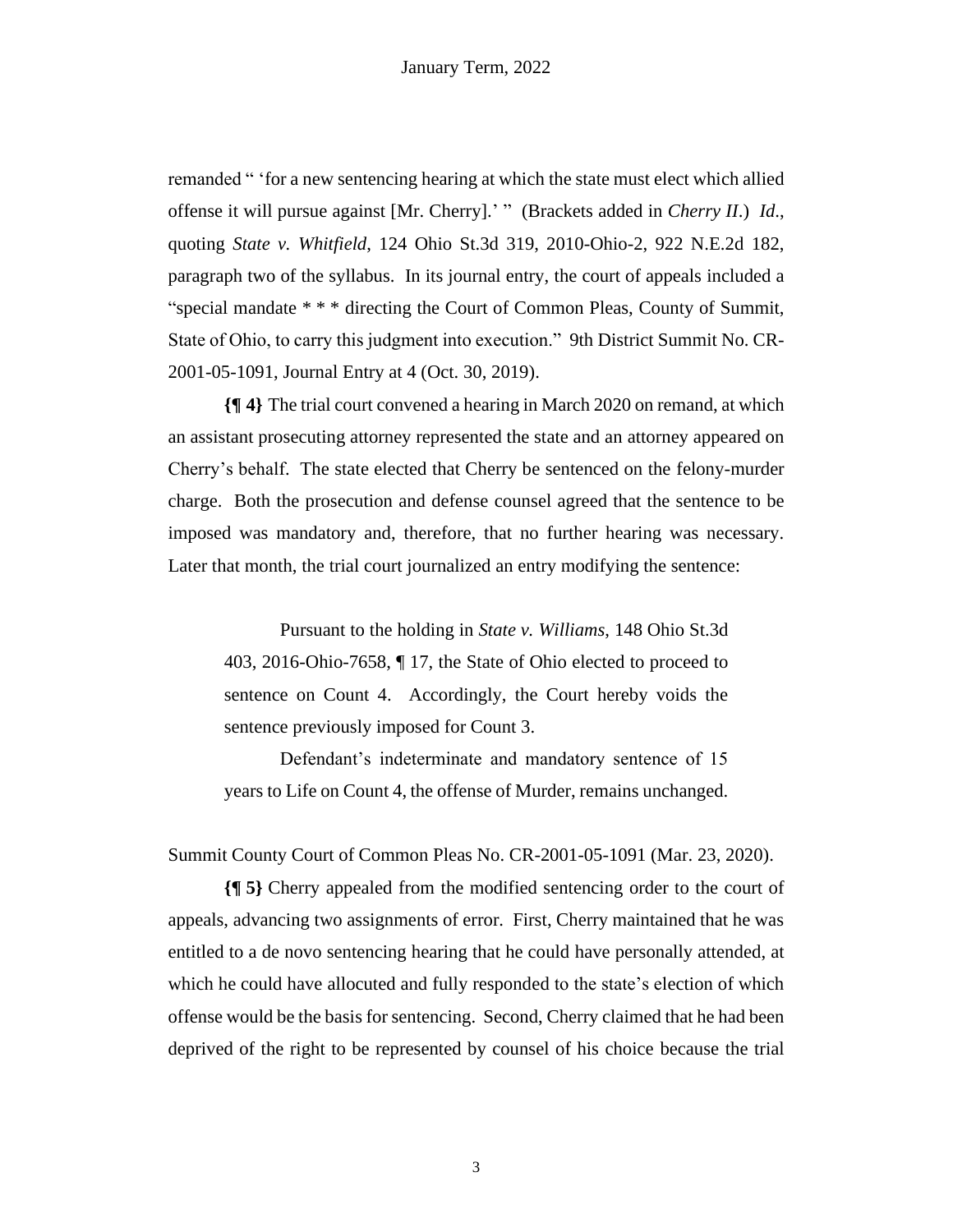remanded " 'for a new sentencing hearing at which the state must elect which allied offense it will pursue against [Mr. Cherry].' " (Brackets added in *Cherry II*.) *Id*., quoting *State v. Whitfield*, 124 Ohio St.3d 319, 2010-Ohio-2, 922 N.E.2d 182, paragraph two of the syllabus. In its journal entry, the court of appeals included a "special mandate * * * directing the Court of Common Pleas, County of Summit, State of Ohio, to carry this judgment into execution." 9th District Summit No. CR-2001-05-1091, Journal Entry at 4 (Oct. 30, 2019).

**{¶ 4}** The trial court convened a hearing in March 2020 on remand, at which an assistant prosecuting attorney represented the state and an attorney appeared on Cherry's behalf. The state elected that Cherry be sentenced on the felony-murder charge. Both the prosecution and defense counsel agreed that the sentence to be imposed was mandatory and, therefore, that no further hearing was necessary. Later that month, the trial court journalized an entry modifying the sentence:

> Pursuant to the holding in *State v. Williams*, 148 Ohio St.3d 403, 2016-Ohio-7658, ¶ 17, the State of Ohio elected to proceed to sentence on Count 4. Accordingly, the Court hereby voids the sentence previously imposed for Count 3.
>
> Defendant's indeterminate and mandatory sentence of 15 years to Life on Count 4, the offense of Murder, remains unchanged.

Summit County Court of Common Pleas No. CR-2001-05-1091 (Mar. 23, 2020).

**{¶ 5}** Cherry appealed from the modified sentencing order to the court of appeals, advancing two assignments of error. First, Cherry maintained that he was entitled to a de novo sentencing hearing that he could have personally attended, at which he could have allocuted and fully responded to the state's election of which offense would be the basis for sentencing. Second, Cherry claimed that he had been deprived of the right to be represented by counsel of his choice because the trial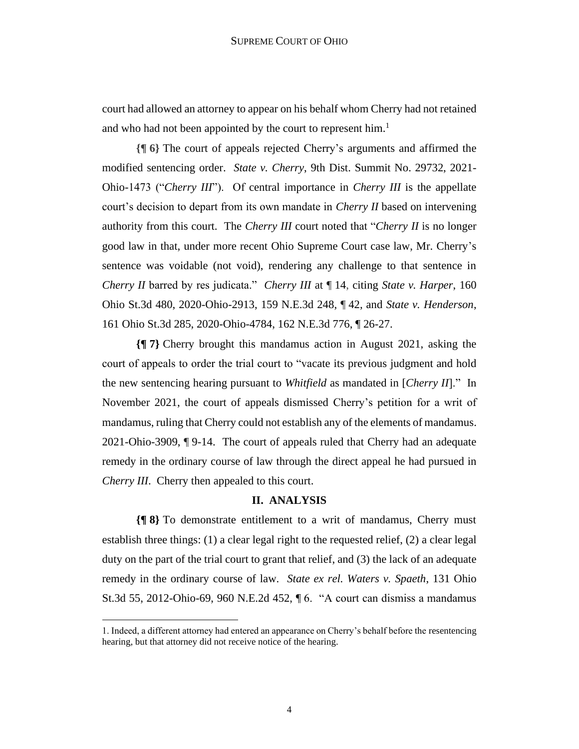court had allowed an attorney to appear on his behalf whom Cherry had not retained and who had not been appointed by the court to represent him.[1]

**{¶ 6}** The court of appeals rejected Cherry's arguments and affirmed the modified sentencing order. *State v. Cherry*, 9th Dist. Summit No. 29732, 2021-Ohio-1473 ("*Cherry III*"). Of central importance in *Cherry III* is the appellate court's decision to depart from its own mandate in *Cherry II* based on intervening authority from this court. The *Cherry III* court noted that "*Cherry II* is no longer good law in that, under more recent Ohio Supreme Court case law, Mr. Cherry's sentence was voidable (not void), rendering any challenge to that sentence in *Cherry II* barred by res judicata." *Cherry III* at ¶ 14, citing *State v. Harper*, 160 Ohio St.3d 480, 2020-Ohio-2913, 159 N.E.3d 248, ¶ 42, and *State v. Henderson*, 161 Ohio St.3d 285, 2020-Ohio-4784, 162 N.E.3d 776, ¶ 26-27.

**{¶ 7}** Cherry brought this mandamus action in August 2021, asking the court of appeals to order the trial court to "vacate its previous judgment and hold the new sentencing hearing pursuant to *Whitfield* as mandated in [*Cherry II*]." In November 2021, the court of appeals dismissed Cherry's petition for a writ of mandamus, ruling that Cherry could not establish any of the elements of mandamus. 2021-Ohio-3909, ¶ 9-14. The court of appeals ruled that Cherry had an adequate remedy in the ordinary course of law through the direct appeal he had pursued in *Cherry III*. Cherry then appealed to this court.

## II. ANALYSIS

**{¶ 8}** To demonstrate entitlement to a writ of mandamus, Cherry must establish three things: (1) a clear legal right to the requested relief, (2) a clear legal duty on the part of the trial court to grant that relief, and (3) the lack of an adequate remedy in the ordinary course of law. *State ex rel. Waters v. Spaeth*, 131 Ohio St.3d 55, 2012-Ohio-69, 960 N.E.2d 452, ¶ 6. "A court can dismiss a mandamus

---

1. Indeed, a different attorney had entered an appearance on Cherry's behalf before the resentencing hearing, but that attorney did not receive notice of the hearing.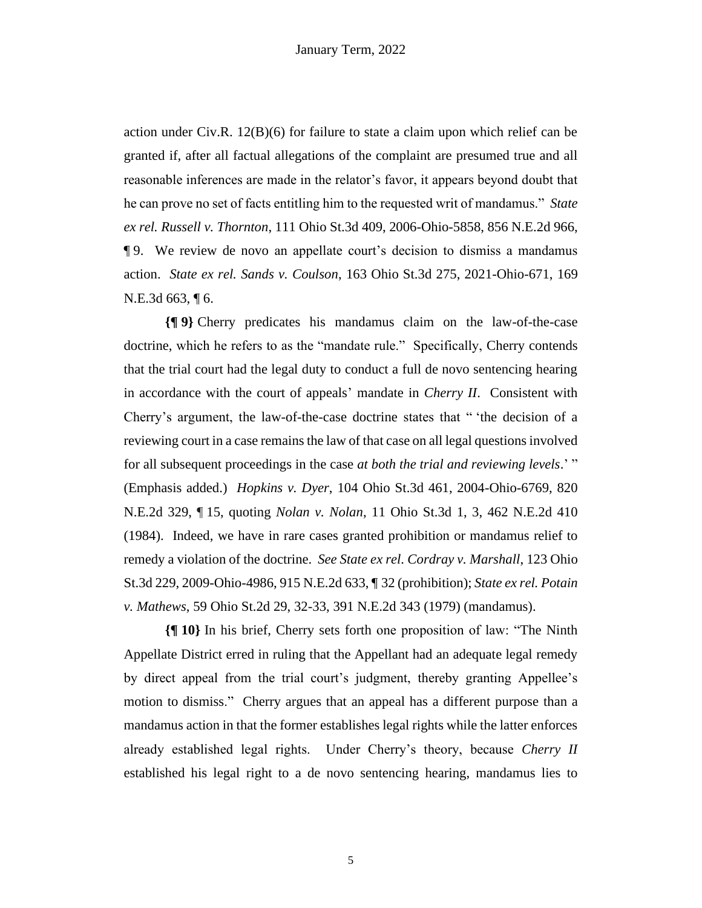action under Civ.R. 12(B)(6) for failure to state a claim upon which relief can be granted if, after all factual allegations of the complaint are presumed true and all reasonable inferences are made in the relator's favor, it appears beyond doubt that he can prove no set of facts entitling him to the requested writ of mandamus." *State ex rel. Russell v. Thornton*, 111 Ohio St.3d 409, 2006-Ohio-5858, 856 N.E.2d 966, ¶ 9. We review de novo an appellate court's decision to dismiss a mandamus action. *State ex rel. Sands v. Coulson*, 163 Ohio St.3d 275, 2021-Ohio-671, 169 N.E.3d 663, ¶ 6.

**{¶ 9}** Cherry predicates his mandamus claim on the law-of-the-case doctrine, which he refers to as the "mandate rule." Specifically, Cherry contends that the trial court had the legal duty to conduct a full de novo sentencing hearing in accordance with the court of appeals' mandate in *Cherry II*. Consistent with Cherry's argument, the law-of-the-case doctrine states that " 'the decision of a reviewing court in a case remains the law of that case on all legal questions involved for all subsequent proceedings in the case *at both the trial and reviewing levels*.' " (Emphasis added.) *Hopkins v. Dyer*, 104 Ohio St.3d 461, 2004-Ohio-6769, 820 N.E.2d 329, ¶ 15, quoting *Nolan v. Nolan*, 11 Ohio St.3d 1, 3, 462 N.E.2d 410 (1984). Indeed, we have in rare cases granted prohibition or mandamus relief to remedy a violation of the doctrine. *See State ex rel. Cordray v. Marshall*, 123 Ohio St.3d 229, 2009-Ohio-4986, 915 N.E.2d 633, ¶ 32 (prohibition); *State ex rel. Potain v. Mathews*, 59 Ohio St.2d 29, 32-33, 391 N.E.2d 343 (1979) (mandamus).

**{¶ 10}** In his brief, Cherry sets forth one proposition of law: "The Ninth Appellate District erred in ruling that the Appellant had an adequate legal remedy by direct appeal from the trial court's judgment, thereby granting Appellee's motion to dismiss." Cherry argues that an appeal has a different purpose than a mandamus action in that the former establishes legal rights while the latter enforces already established legal rights. Under Cherry's theory, because *Cherry II* established his legal right to a de novo sentencing hearing, mandamus lies to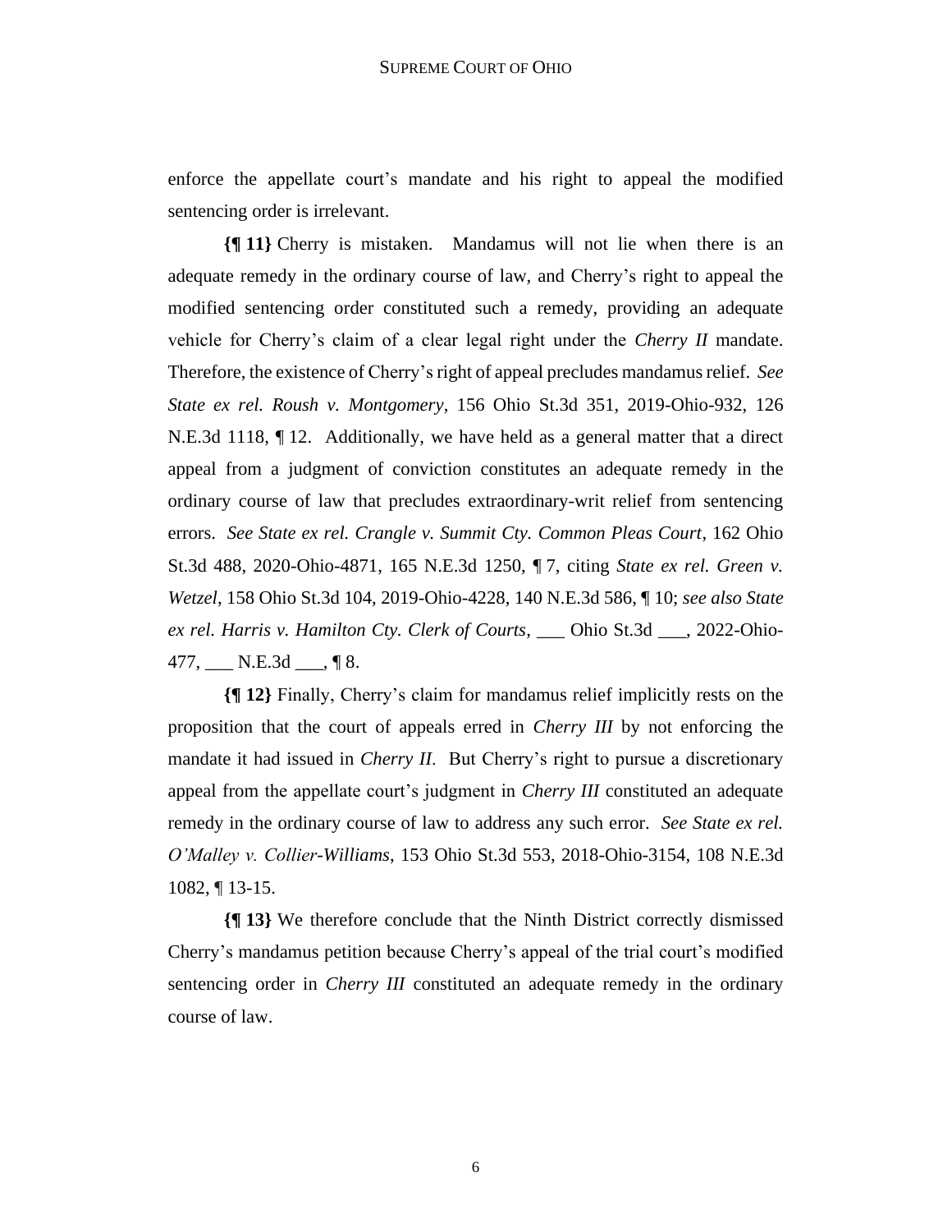enforce the appellate court's mandate and his right to appeal the modified sentencing order is irrelevant.

**{¶ 11}** Cherry is mistaken. Mandamus will not lie when there is an adequate remedy in the ordinary course of law, and Cherry's right to appeal the modified sentencing order constituted such a remedy, providing an adequate vehicle for Cherry's claim of a clear legal right under the *Cherry II* mandate. Therefore, the existence of Cherry's right of appeal precludes mandamus relief. *See State ex rel. Roush v. Montgomery*, 156 Ohio St.3d 351, 2019-Ohio-932, 126 N.E.3d 1118, ¶ 12. Additionally, we have held as a general matter that a direct appeal from a judgment of conviction constitutes an adequate remedy in the ordinary course of law that precludes extraordinary-writ relief from sentencing errors. *See State ex rel. Crangle v. Summit Cty. Common Pleas Court*, 162 Ohio St.3d 488, 2020-Ohio-4871, 165 N.E.3d 1250, ¶ 7, citing *State ex rel. Green v. Wetzel*, 158 Ohio St.3d 104, 2019-Ohio-4228, 140 N.E.3d 586, ¶ 10; *see also State ex rel. Harris v. Hamilton Cty. Clerk of Courts*, ___ Ohio St.3d ___, 2022-Ohio-477, ___ N.E.3d ___, ¶ 8.

**{¶ 12}** Finally, Cherry's claim for mandamus relief implicitly rests on the proposition that the court of appeals erred in *Cherry III* by not enforcing the mandate it had issued in *Cherry II*. But Cherry's right to pursue a discretionary appeal from the appellate court's judgment in *Cherry III* constituted an adequate remedy in the ordinary course of law to address any such error. *See State ex rel. O'Malley v. Collier-Williams*, 153 Ohio St.3d 553, 2018-Ohio-3154, 108 N.E.3d 1082, ¶ 13-15.

**{¶ 13}** We therefore conclude that the Ninth District correctly dismissed Cherry's mandamus petition because Cherry's appeal of the trial court's modified sentencing order in *Cherry III* constituted an adequate remedy in the ordinary course of law.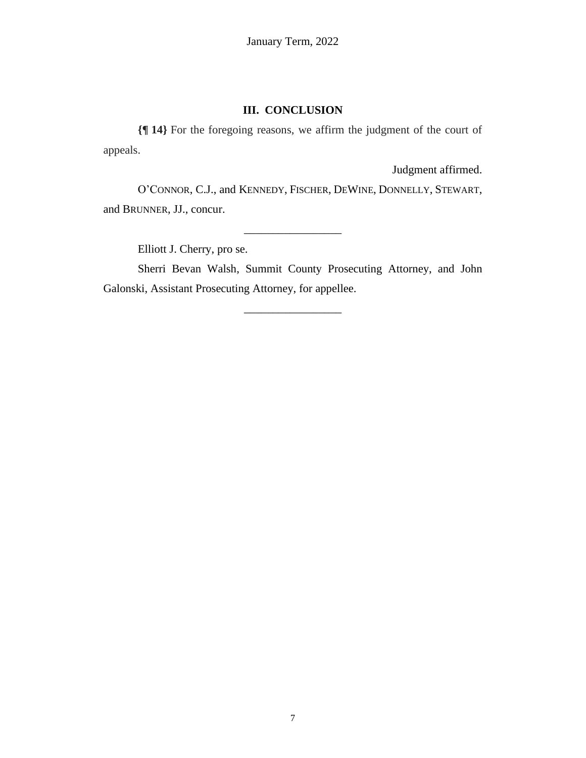## III. CONCLUSION

**{¶ 14}** For the foregoing reasons, we affirm the judgment of the court of appeals.

Judgment affirmed.

O'CONNOR, C.J., and KENNEDY, FISCHER, DEWINE, DONNELLY, STEWART, and BRUNNER, JJ., concur.

---

Elliott J. Cherry, pro se.

Sherri Bevan Walsh, Summit County Prosecuting Attorney, and John Galonski, Assistant Prosecuting Attorney, for appellee.

---